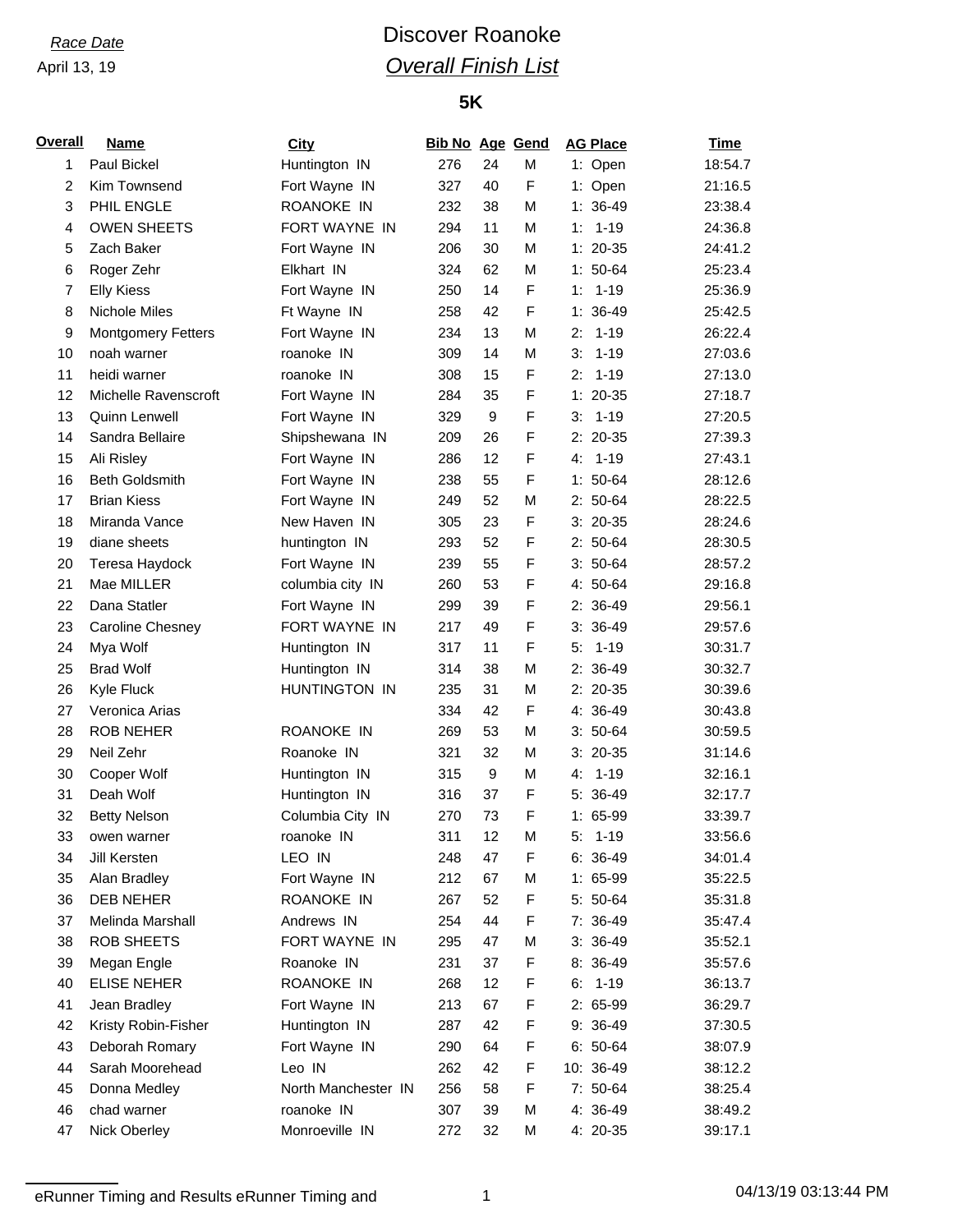*Race Date*

April 13, 19

# Discover Roanoke

## *Overall Finish List*

### 5K

| Overall | Name | City | Bib No | Age | Gend | AG Place | Time |
|---|---|---|---|---|---|---|---|
| 1 | Paul Bickel | Huntington IN | 276 | 24 | M | 1: Open | 18:54.7 |
| 2 | Kim Townsend | Fort Wayne IN | 327 | 40 | F | 1: Open | 21:16.5 |
| 3 | PHIL ENGLE | ROANOKE IN | 232 | 38 | M | 1: 36-49 | 23:38.4 |
| 4 | OWEN SHEETS | FORT WAYNE IN | 294 | 11 | M | 1: 1-19 | 24:36.8 |
| 5 | Zach Baker | Fort Wayne IN | 206 | 30 | M | 1: 20-35 | 24:41.2 |
| 6 | Roger Zehr | Elkhart IN | 324 | 62 | M | 1: 50-64 | 25:23.4 |
| 7 | Elly Kiess | Fort Wayne IN | 250 | 14 | F | 1: 1-19 | 25:36.9 |
| 8 | Nichole Miles | Ft Wayne IN | 258 | 42 | F | 1: 36-49 | 25:42.5 |
| 9 | Montgomery Fetters | Fort Wayne IN | 234 | 13 | M | 2: 1-19 | 26:22.4 |
| 10 | noah warner | roanoke IN | 309 | 14 | M | 3: 1-19 | 27:03.6 |
| 11 | heidi warner | roanoke IN | 308 | 15 | F | 2: 1-19 | 27:13.0 |
| 12 | Michelle Ravenscroft | Fort Wayne IN | 284 | 35 | F | 1: 20-35 | 27:18.7 |
| 13 | Quinn Lenwell | Fort Wayne IN | 329 | 9 | F | 3: 1-19 | 27:20.5 |
| 14 | Sandra Bellaire | Shipshewana IN | 209 | 26 | F | 2: 20-35 | 27:39.3 |
| 15 | Ali Risley | Fort Wayne IN | 286 | 12 | F | 4: 1-19 | 27:43.1 |
| 16 | Beth Goldsmith | Fort Wayne IN | 238 | 55 | F | 1: 50-64 | 28:12.6 |
| 17 | Brian Kiess | Fort Wayne IN | 249 | 52 | M | 2: 50-64 | 28:22.5 |
| 18 | Miranda Vance | New Haven IN | 305 | 23 | F | 3: 20-35 | 28:24.6 |
| 19 | diane sheets | huntington IN | 293 | 52 | F | 2: 50-64 | 28:30.5 |
| 20 | Teresa Haydock | Fort Wayne IN | 239 | 55 | F | 3: 50-64 | 28:57.2 |
| 21 | Mae MILLER | columbia city IN | 260 | 53 | F | 4: 50-64 | 29:16.8 |
| 22 | Dana Statler | Fort Wayne IN | 299 | 39 | F | 2: 36-49 | 29:56.1 |
| 23 | Caroline Chesney | FORT WAYNE IN | 217 | 49 | F | 3: 36-49 | 29:57.6 |
| 24 | Mya Wolf | Huntington IN | 317 | 11 | F | 5: 1-19 | 30:31.7 |
| 25 | Brad Wolf | Huntington IN | 314 | 38 | M | 2: 36-49 | 30:32.7 |
| 26 | Kyle Fluck | HUNTINGTON IN | 235 | 31 | M | 2: 20-35 | 30:39.6 |
| 27 | Veronica Arias | | 334 | 42 | F | 4: 36-49 | 30:43.8 |
| 28 | ROB NEHER | ROANOKE IN | 269 | 53 | M | 3: 50-64 | 30:59.5 |
| 29 | Neil Zehr | Roanoke IN | 321 | 32 | M | 3: 20-35 | 31:14.6 |
| 30 | Cooper Wolf | Huntington IN | 315 | 9 | M | 4: 1-19 | 32:16.1 |
| 31 | Deah Wolf | Huntington IN | 316 | 37 | F | 5: 36-49 | 32:17.7 |
| 32 | Betty Nelson | Columbia City IN | 270 | 73 | F | 1: 65-99 | 33:39.7 |
| 33 | owen warner | roanoke IN | 311 | 12 | M | 5: 1-19 | 33:56.6 |
| 34 | Jill Kersten | LEO IN | 248 | 47 | F | 6: 36-49 | 34:01.4 |
| 35 | Alan Bradley | Fort Wayne IN | 212 | 67 | M | 1: 65-99 | 35:22.5 |
| 36 | DEB NEHER | ROANOKE IN | 267 | 52 | F | 5: 50-64 | 35:31.8 |
| 37 | Melinda Marshall | Andrews IN | 254 | 44 | F | 7: 36-49 | 35:47.4 |
| 38 | ROB SHEETS | FORT WAYNE IN | 295 | 47 | M | 3: 36-49 | 35:52.1 |
| 39 | Megan Engle | Roanoke IN | 231 | 37 | F | 8: 36-49 | 35:57.6 |
| 40 | ELISE NEHER | ROANOKE IN | 268 | 12 | F | 6: 1-19 | 36:13.7 |
| 41 | Jean Bradley | Fort Wayne IN | 213 | 67 | F | 2: 65-99 | 36:29.7 |
| 42 | Kristy Robin-Fisher | Huntington IN | 287 | 42 | F | 9: 36-49 | 37:30.5 |
| 43 | Deborah Romary | Fort Wayne IN | 290 | 64 | F | 6: 50-64 | 38:07.9 |
| 44 | Sarah Moorehead | Leo IN | 262 | 42 | F | 10: 36-49 | 38:12.2 |
| 45 | Donna Medley | North Manchester IN | 256 | 58 | F | 7: 50-64 | 38:25.4 |
| 46 | chad warner | roanoke IN | 307 | 39 | M | 4: 36-49 | 38:49.2 |
| 47 | Nick Oberley | Monroeville IN | 272 | 32 | M | 4: 20-35 | 39:17.1 |

eRunner Timing and Results eRunner Timing and    04/13/19 03:13:44 PM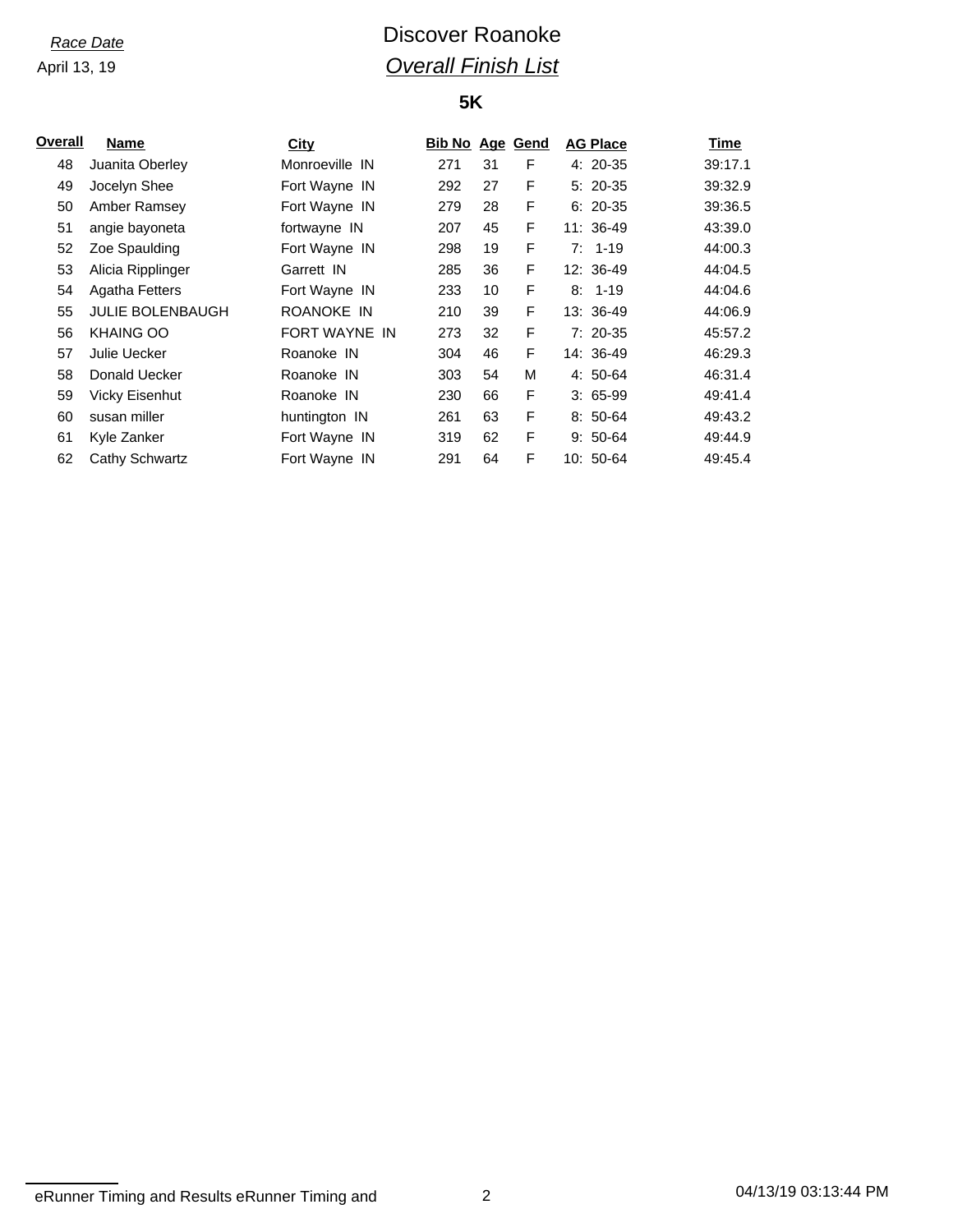*Race Date*

April 13, 19

# Discover Roanoke

## *Overall Finish List*

### 5K

| Overall | Name | City | Bib No | Age | Gend | AG Place | Time |
|---|---|---|---|---|---|---|---|
| 48 | Juanita Oberley | Monroeville IN | 271 | 31 | F | 4: 20-35 | 39:17.1 |
| 49 | Jocelyn Shee | Fort Wayne IN | 292 | 27 | F | 5: 20-35 | 39:32.9 |
| 50 | Amber Ramsey | Fort Wayne IN | 279 | 28 | F | 6: 20-35 | 39:36.5 |
| 51 | angie bayoneta | fortwayne IN | 207 | 45 | F | 11: 36-49 | 43:39.0 |
| 52 | Zoe Spaulding | Fort Wayne IN | 298 | 19 | F | 7: 1-19 | 44:00.3 |
| 53 | Alicia Ripplinger | Garrett IN | 285 | 36 | F | 12: 36-49 | 44:04.5 |
| 54 | Agatha Fetters | Fort Wayne IN | 233 | 10 | F | 8: 1-19 | 44:04.6 |
| 55 | JULIE BOLENBAUGH | ROANOKE IN | 210 | 39 | F | 13: 36-49 | 44:06.9 |
| 56 | KHAING OO | FORT WAYNE IN | 273 | 32 | F | 7: 20-35 | 45:57.2 |
| 57 | Julie Uecker | Roanoke IN | 304 | 46 | F | 14: 36-49 | 46:29.3 |
| 58 | Donald Uecker | Roanoke IN | 303 | 54 | M | 4: 50-64 | 46:31.4 |
| 59 | Vicky Eisenhut | Roanoke IN | 230 | 66 | F | 3: 65-99 | 49:41.4 |
| 60 | susan miller | huntington IN | 261 | 63 | F | 8: 50-64 | 49:43.2 |
| 61 | Kyle Zanker | Fort Wayne IN | 319 | 62 | F | 9: 50-64 | 49:44.9 |
| 62 | Cathy Schwartz | Fort Wayne IN | 291 | 64 | F | 10: 50-64 | 49:45.4 |

eRunner Timing and Results eRunner Timing and

04/13/19 03:13:44 PM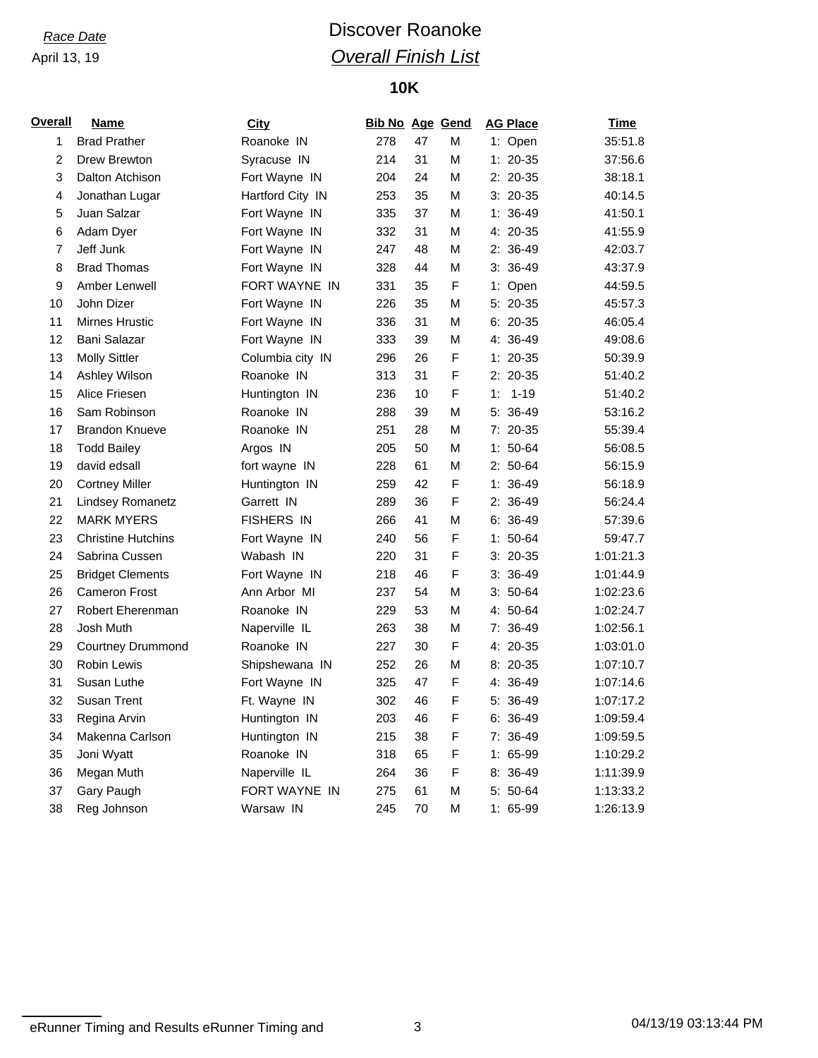*Race Date*
April 13, 19

# Discover Roanoke

## *Overall Finish List*

### 10K

| Overall | Name | City | Bib No | Age | Gend | AG Place | Time |
|---|---|---|---|---|---|---|---|
| 1 | Brad Prather | Roanoke IN | 278 | 47 | M | 1: Open | 35:51.8 |
| 2 | Drew Brewton | Syracuse IN | 214 | 31 | M | 1: 20-35 | 37:56.6 |
| 3 | Dalton Atchison | Fort Wayne IN | 204 | 24 | M | 2: 20-35 | 38:18.1 |
| 4 | Jonathan Lugar | Hartford City IN | 253 | 35 | M | 3: 20-35 | 40:14.5 |
| 5 | Juan Salzar | Fort Wayne IN | 335 | 37 | M | 1: 36-49 | 41:50.1 |
| 6 | Adam Dyer | Fort Wayne IN | 332 | 31 | M | 4: 20-35 | 41:55.9 |
| 7 | Jeff Junk | Fort Wayne IN | 247 | 48 | M | 2: 36-49 | 42:03.7 |
| 8 | Brad Thomas | Fort Wayne IN | 328 | 44 | M | 3: 36-49 | 43:37.9 |
| 9 | Amber Lenwell | FORT WAYNE IN | 331 | 35 | F | 1: Open | 44:59.5 |
| 10 | John Dizer | Fort Wayne IN | 226 | 35 | M | 5: 20-35 | 45:57.3 |
| 11 | Mirnes Hrustic | Fort Wayne IN | 336 | 31 | M | 6: 20-35 | 46:05.4 |
| 12 | Bani Salazar | Fort Wayne IN | 333 | 39 | M | 4: 36-49 | 49:08.6 |
| 13 | Molly Sittler | Columbia city IN | 296 | 26 | F | 1: 20-35 | 50:39.9 |
| 14 | Ashley Wilson | Roanoke IN | 313 | 31 | F | 2: 20-35 | 51:40.2 |
| 15 | Alice Friesen | Huntington IN | 236 | 10 | F | 1: 1-19 | 51:40.2 |
| 16 | Sam Robinson | Roanoke IN | 288 | 39 | M | 5: 36-49 | 53:16.2 |
| 17 | Brandon Knueve | Roanoke IN | 251 | 28 | M | 7: 20-35 | 55:39.4 |
| 18 | Todd Bailey | Argos IN | 205 | 50 | M | 1: 50-64 | 56:08.5 |
| 19 | david edsall | fort wayne IN | 228 | 61 | M | 2: 50-64 | 56:15.9 |
| 20 | Cortney Miller | Huntington IN | 259 | 42 | F | 1: 36-49 | 56:18.9 |
| 21 | Lindsey Romanetz | Garrett IN | 289 | 36 | F | 2: 36-49 | 56:24.4 |
| 22 | MARK MYERS | FISHERS IN | 266 | 41 | M | 6: 36-49 | 57:39.6 |
| 23 | Christine Hutchins | Fort Wayne IN | 240 | 56 | F | 1: 50-64 | 59:47.7 |
| 24 | Sabrina Cussen | Wabash IN | 220 | 31 | F | 3: 20-35 | 1:01:21.3 |
| 25 | Bridget Clements | Fort Wayne IN | 218 | 46 | F | 3: 36-49 | 1:01:44.9 |
| 26 | Cameron Frost | Ann Arbor MI | 237 | 54 | M | 3: 50-64 | 1:02:23.6 |
| 27 | Robert Eherenman | Roanoke IN | 229 | 53 | M | 4: 50-64 | 1:02:24.7 |
| 28 | Josh Muth | Naperville IL | 263 | 38 | M | 7: 36-49 | 1:02:56.1 |
| 29 | Courtney Drummond | Roanoke IN | 227 | 30 | F | 4: 20-35 | 1:03:01.0 |
| 30 | Robin Lewis | Shipshewana IN | 252 | 26 | M | 8: 20-35 | 1:07:10.7 |
| 31 | Susan Luthe | Fort Wayne IN | 325 | 47 | F | 4: 36-49 | 1:07:14.6 |
| 32 | Susan Trent | Ft. Wayne IN | 302 | 46 | F | 5: 36-49 | 1:07:17.2 |
| 33 | Regina Arvin | Huntington IN | 203 | 46 | F | 6: 36-49 | 1:09:59.4 |
| 34 | Makenna Carlson | Huntington IN | 215 | 38 | F | 7: 36-49 | 1:09:59.5 |
| 35 | Joni Wyatt | Roanoke IN | 318 | 65 | F | 1: 65-99 | 1:10:29.2 |
| 36 | Megan Muth | Naperville IL | 264 | 36 | F | 8: 36-49 | 1:11:39.9 |
| 37 | Gary Paugh | FORT WAYNE IN | 275 | 61 | M | 5: 50-64 | 1:13:33.2 |
| 38 | Reg Johnson | Warsaw IN | 245 | 70 | M | 1: 65-99 | 1:26:13.9 |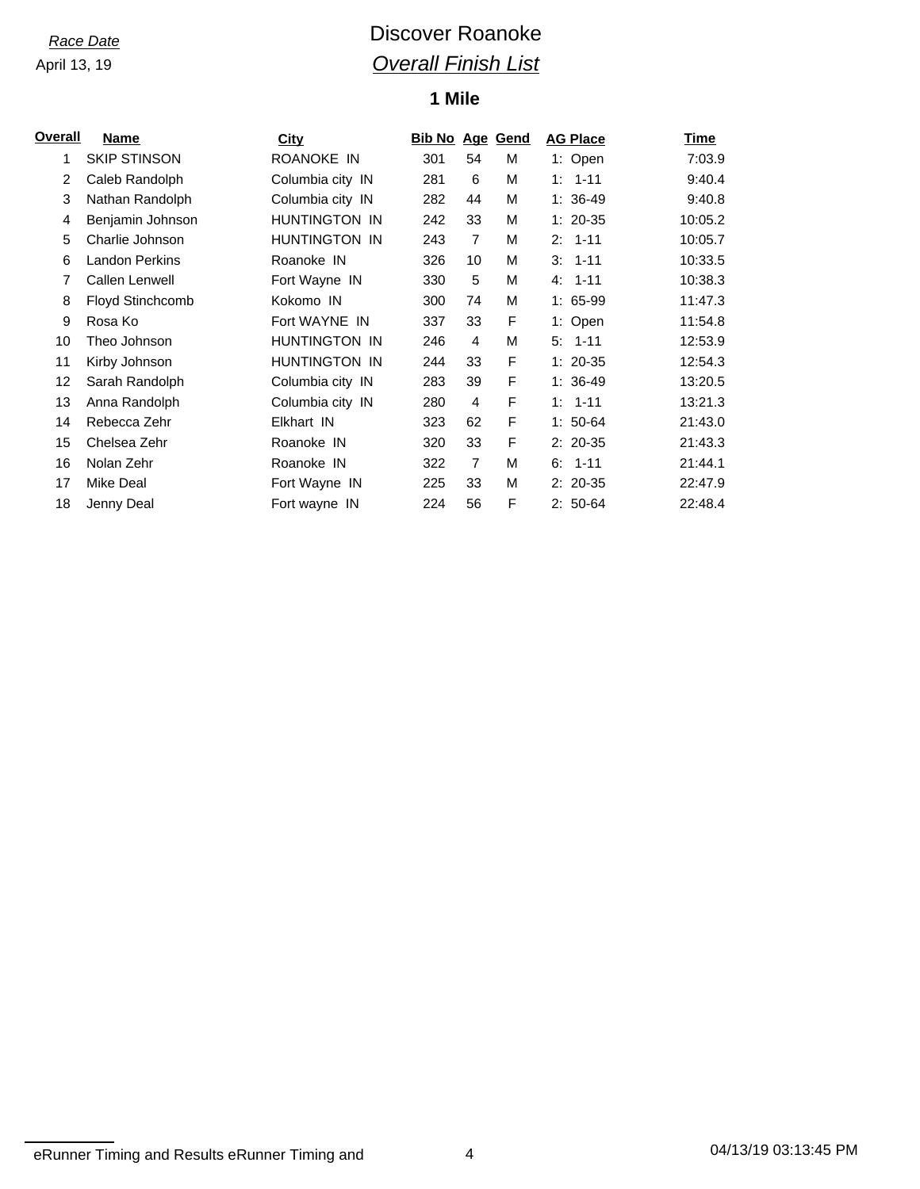*Race Date*

April 13, 19

# Discover Roanoke

## *Overall Finish List*

### 1 Mile

| Overall | Name | City | Bib No | Age | Gend | AG Place | Time |
|---|---|---|---|---|---|---|---|
| 1 | SKIP STINSON | ROANOKE IN | 301 | 54 | M | 1: Open | 7:03.9 |
| 2 | Caleb Randolph | Columbia city IN | 281 | 6 | M | 1: 1-11 | 9:40.4 |
| 3 | Nathan Randolph | Columbia city IN | 282 | 44 | M | 1: 36-49 | 9:40.8 |
| 4 | Benjamin Johnson | HUNTINGTON IN | 242 | 33 | M | 1: 20-35 | 10:05.2 |
| 5 | Charlie Johnson | HUNTINGTON IN | 243 | 7 | M | 2: 1-11 | 10:05.7 |
| 6 | Landon Perkins | Roanoke IN | 326 | 10 | M | 3: 1-11 | 10:33.5 |
| 7 | Callen Lenwell | Fort Wayne IN | 330 | 5 | M | 4: 1-11 | 10:38.3 |
| 8 | Floyd Stinchcomb | Kokomo IN | 300 | 74 | M | 1: 65-99 | 11:47.3 |
| 9 | Rosa Ko | Fort WAYNE IN | 337 | 33 | F | 1: Open | 11:54.8 |
| 10 | Theo Johnson | HUNTINGTON IN | 246 | 4 | M | 5: 1-11 | 12:53.9 |
| 11 | Kirby Johnson | HUNTINGTON IN | 244 | 33 | F | 1: 20-35 | 12:54.3 |
| 12 | Sarah Randolph | Columbia city IN | 283 | 39 | F | 1: 36-49 | 13:20.5 |
| 13 | Anna Randolph | Columbia city IN | 280 | 4 | F | 1: 1-11 | 13:21.3 |
| 14 | Rebecca Zehr | Elkhart IN | 323 | 62 | F | 1: 50-64 | 21:43.0 |
| 15 | Chelsea Zehr | Roanoke IN | 320 | 33 | F | 2: 20-35 | 21:43.3 |
| 16 | Nolan Zehr | Roanoke IN | 322 | 7 | M | 6: 1-11 | 21:44.1 |
| 17 | Mike Deal | Fort Wayne IN | 225 | 33 | M | 2: 20-35 | 22:47.9 |
| 18 | Jenny Deal | Fort wayne IN | 224 | 56 | F | 2: 50-64 | 22:48.4 |

eRunner Timing and Results eRunner Timing and

04/13/19 03:13:45 PM